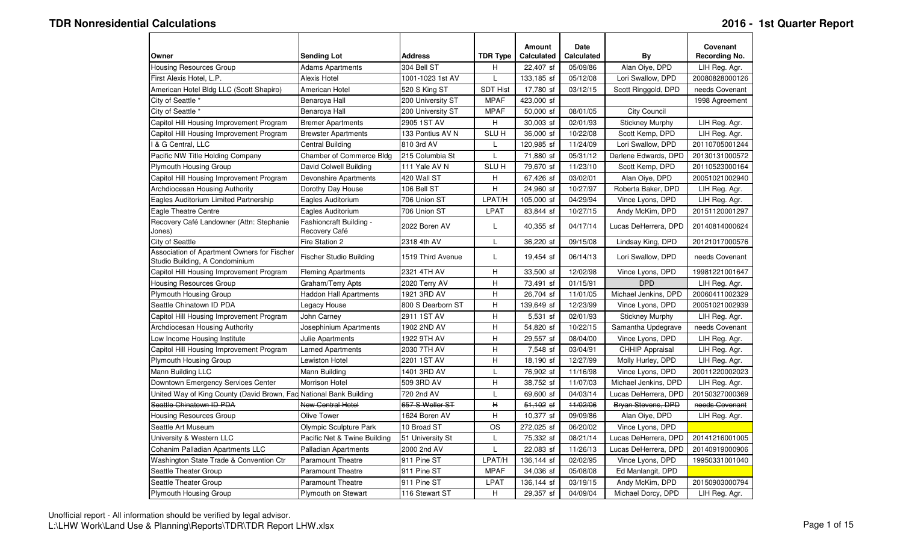# TDR Nonresidential Calculations

## 2016 - 1st Quarter Report

| Owner | Sending Lot | Address | TDR Type | Amount Calculated | Date Calculated | By | Covenant Recording No. |
|---|---|---|---|---|---|---|---|
| Housing Resources Group | Adams Apartments | 304 Bell ST | H | 22,407 sf | 05/09/86 | Alan Oiye, DPD | LIH Reg. Agr. |
| First Alexis Hotel, L.P. | Alexis Hotel | 1001-1023 1st AV | L | 133,185 sf | 05/12/08 | Lori Swallow, DPD | 20080828000126 |
| American Hotel Bldg LLC (Scott Shapiro) | American Hotel | 520 S King ST | SDT Hist | 17,780 sf | 03/12/15 | Scott Ringgold, DPD | needs Covenant |
| City of Seattle * | Benaroya Hall | 200 University ST | MPAF | 423,000 sf | | | 1998 Agreement |
| City of Seattle * | Benaroya Hall | 200 University ST | MPAF | 50,000 sf | 08/01/05 | City Council | |
| Capitol Hill Housing Improvement Program | Bremer Apartments | 2905 1ST AV | H | 30,003 sf | 02/01/93 | Stickney Murphy | LIH Reg. Agr. |
| Capitol Hill Housing Improvement Program | Brewster Apartments | 133 Pontius AV N | SLU H | 36,000 sf | 10/22/08 | Scott Kemp, DPD | LIH Reg. Agr. |
| I & G Central, LLC | Central Building | 810 3rd AV | L | 120,985 sf | 11/24/09 | Lori Swallow, DPD | 20110705001244 |
| Pacific NW Title Holding Company | Chamber of Commerce Bldg | 215 Columbia St | L | 71,880 sf | 05/31/12 | Darlene Edwards, DPD | 20130131000572 |
| Plymouth Housing Group | David Colwell Building | 111 Yale AV N | SLU H | 79,670 sf | 11/23/10 | Scott Kemp, DPD | 20110523000164 |
| Capitol Hill Housing Improvement Program | Devonshire Apartments | 420 Wall ST | H | 67,426 sf | 03/02/01 | Alan Oiye, DPD | 20051021002940 |
| Archdiocesan Housing Authority | Dorothy Day House | 106 Bell ST | H | 24,960 sf | 10/27/97 | Roberta Baker, DPD | LIH Reg. Agr. |
| Eagles Auditorium Limited Partnership | Eagles Auditorium | 706 Union ST | LPAT/H | 105,000 sf | 04/29/94 | Vince Lyons, DPD | LIH Reg. Agr. |
| Eagle Theatre Centre | Eagles Auditorium | 706 Union ST | LPAT | 83,844 sf | 10/27/15 | Andy McKim, DPD | 20151120001297 |
| Recovery Café Landowner (Attn: Stephanie Jones) | Fashioncraft Building - Recovery Café | 2022 Boren AV | L | 40,355 sf | 04/17/14 | Lucas DeHerrera, DPD | 20140814000624 |
| City of Seattle | Fire Station 2 | 2318 4th AV | L | 36,220 sf | 09/15/08 | Lindsay King, DPD | 20121017000576 |
| Association of Apartment Owners for Fischer Studio Building, A Condominium | Fischer Studio Building | 1519 Third Avenue | L | 19,454 sf | 06/14/13 | Lori Swallow, DPD | needs Covenant |
| Capitol Hill Housing Improvement Program | Fleming Apartments | 2321 4TH AV | H | 33,500 sf | 12/02/98 | Vince Lyons, DPD | 19981221001647 |
| Housing Resources Group | Graham/Terry Apts | 2020 Terry AV | H | 73,491 sf | 01/15/91 | DPD | LIH Reg. Agr. |
| Plymouth Housing Group | Haddon Hall Apartments | 1921 3RD AV | H | 26,704 sf | 11/01/05 | Michael Jenkins, DPD | 20060411002329 |
| Seattle Chinatown ID PDA | Legacy House | 800 S Dearborn ST | H | 139,649 sf | 12/23/99 | Vince Lyons, DPD | 20051021002939 |
| Capitol Hill Housing Improvement Program | John Carney | 2911 1ST AV | H | 5,531 sf | 02/01/93 | Stickney Murphy | LIH Reg. Agr. |
| Archdiocesan Housing Authority | Josephinium Apartments | 1902 2ND AV | H | 54,820 sf | 10/22/15 | Samantha Updegrave | needs Covenant |
| Low Income Housing Institute | Julie Apartments | 1922 9TH AV | H | 29,557 sf | 08/04/00 | Vince Lyons, DPD | LIH Reg. Agr. |
| Capitol Hill Housing Improvement Program | Larned Apartments | 2030 7TH AV | H | 7,548 sf | 03/04/91 | CHHIP Appraisal | LIH Reg. Agr. |
| Plymouth Housing Group | Lewiston Hotel | 2201 1ST AV | H | 18,190 sf | 12/27/99 | Molly Hurley, DPD | LIH Reg. Agr. |
| Mann Building LLC | Mann Building | 1401 3RD AV | L | 76,902 sf | 11/16/98 | Vince Lyons, DPD | 20011220002023 |
| Downtown Emergency Services Center | Morrison Hotel | 509 3RD AV | H | 38,752 sf | 11/07/03 | Michael Jenkins, DPD | LIH Reg. Agr. |
| United Way of King County (David Brown, Fac | National Bank Building | 720 2nd AV | L | 69,600 sf | 04/03/14 | Lucas DeHerrera, DPD | 20150327000369 |
| ~~Seattle Chinatown ID PDA~~ | ~~New Central Hotel~~ | ~~657 S Weller ST~~ | ~~H~~ | ~~51,102 sf~~ | ~~11/02/06~~ | ~~Bryan Stevens, DPD~~ | ~~needs Covenant~~ |
| Housing Resources Group | Olive Tower | 1624 Boren AV | H | 10,377 sf | 09/09/86 | Alan Oiye, DPD | LIH Reg. Agr. |
| Seattle Art Museum | Olympic Sculpture Park | 10 Broad ST | OS | 272,025 sf | 06/20/02 | Vince Lyons, DPD | |
| University & Western LLC | Pacific Net & Twine Building | 51 University St | L | 75,332 sf | 08/21/14 | Lucas DeHerrera, DPD | 20141216001005 |
| Cohanim Palladian Apartments LLC | Palladian Apartments | 2000 2nd AV | L | 22,083 sf | 11/26/13 | Lucas DeHerrera, DPD | 20140919000906 |
| Washington State Trade & Convention Ctr | Paramount Theatre | 911 Pine ST | LPAT/H | 136,144 sf | 02/02/95 | Vince Lyons, DPD | 19950331001040 |
| Seattle Theater Group | Paramount Theatre | 911 Pine ST | MPAF | 34,036 sf | 05/08/08 | Ed Manlangit, DPD | |
| Seattle Theater Group | Paramount Theatre | 911 Pine ST | LPAT | 136,144 sf | 03/19/15 | Andy McKim, DPD | 20150903000794 |
| Plymouth Housing Group | Plymouth on Stewart | 116 Stewart ST | H | 29,357 sf | 04/09/04 | Michael Dorcy, DPD | LIH Reg. Agr. |

Unofficial report - All information should be verified by legal advisor.
L:\LHW Work\Land Use & Planning\Reports\TDR\TDR Report LHW.xlsx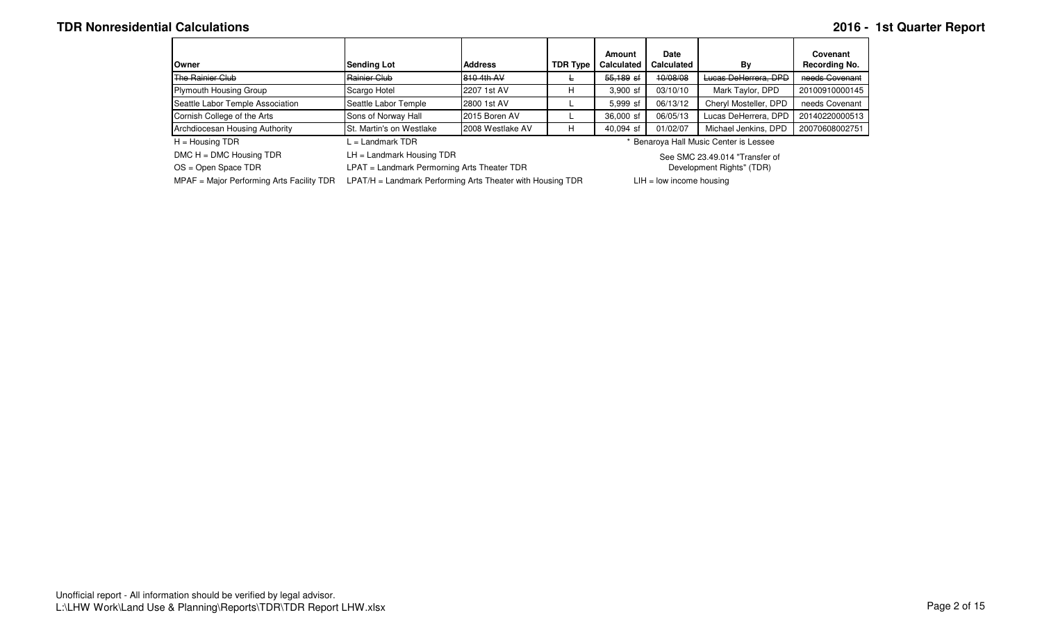# TDR Nonresidential Calculations

## 2016 - 1st Quarter Report

| Owner | Sending Lot | Address | TDR Type | Amount Calculated | Date Calculated | By | Covenant Recording No. |
|---|---|---|---|---|---|---|---|
| ~~The Rainier Club~~ | ~~Rainier Club~~ | ~~810 4th AV~~ | ~~L~~ | ~~55,189 sf~~ | ~~10/08/08~~ | ~~Lucas DeHerrera, DPD~~ | ~~needs Covenant~~ |
| Plymouth Housing Group | Scargo Hotel | 2207 1st AV | H | 3,900 sf | 03/10/10 | Mark Taylor, DPD | 20100910000145 |
| Seattle Labor Temple Association | Seattle Labor Temple | 2800 1st AV | L | 5,999 sf | 06/13/12 | Cheryl Mosteller, DPD | needs Covenant |
| Cornish College of the Arts | Sons of Norway Hall | 2015 Boren AV | L | 36,000 sf | 06/05/13 | Lucas DeHerrera, DPD | 20140220000513 |
| Archdiocesan Housing Authority | St. Martin's on Westlake | 2008 Westlake AV | H | 40,094 sf | 01/02/07 | Michael Jenkins, DPD | 20070608002751 |

H = Housing TDR
DMC H = DMC Housing TDR
OS = Open Space TDR
MPAF = Major Performing Arts Facility TDR

L = Landmark TDR
LH = Landmark Housing TDR
LPAT = Landmark Permorning Arts Theater TDR
LPAT/H = Landmark Performing Arts Theater with Housing TDR

\* Benaroya Hall Music Center is Lessee

See SMC 23.49.014 "Transfer of Development Rights" (TDR)

LIH = low income housing

Unofficial report - All information should be verified by legal advisor.
L:\LHW Work\Land Use & Planning\Reports\TDR\TDR Report LHW.xlsx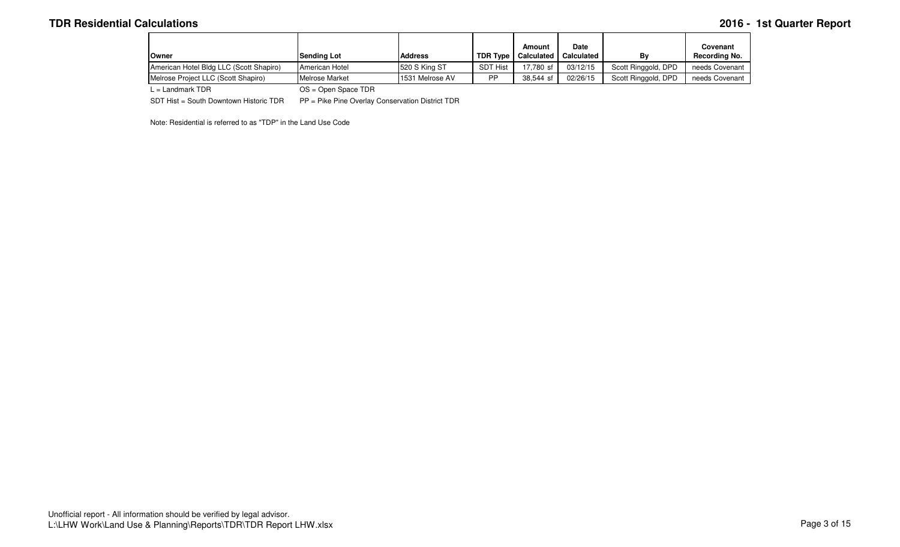# TDR Residential Calculations

## 2016 - 1st Quarter Report

| Owner | Sending Lot | Address | TDR Type | Amount Calculated | Date Calculated | By | Covenant Recording No. |
|---|---|---|---|---|---|---|---|
| American Hotel Bldg LLC (Scott Shapiro) | American Hotel | 520 S King ST | SDT Hist | 17,780 sf | 03/12/15 | Scott Ringgold, DPD | needs Covenant |
| Melrose Project LLC (Scott Shapiro) | Melrose Market | 1531 Melrose AV | PP | 38,544 sf | 02/26/15 | Scott Ringgold, DPD | needs Covenant |

L = Landmark TDR

OS = Open Space TDR

SDT Hist = South Downtown Historic TDR

PP = Pike Pine Overlay Conservation District TDR

Note: Residential is referred to as "TDP" in the Land Use Code

Unofficial report - All information should be verified by legal advisor.

L:\LHW Work\Land Use & Planning\Reports\TDR\TDR Report LHW.xlsx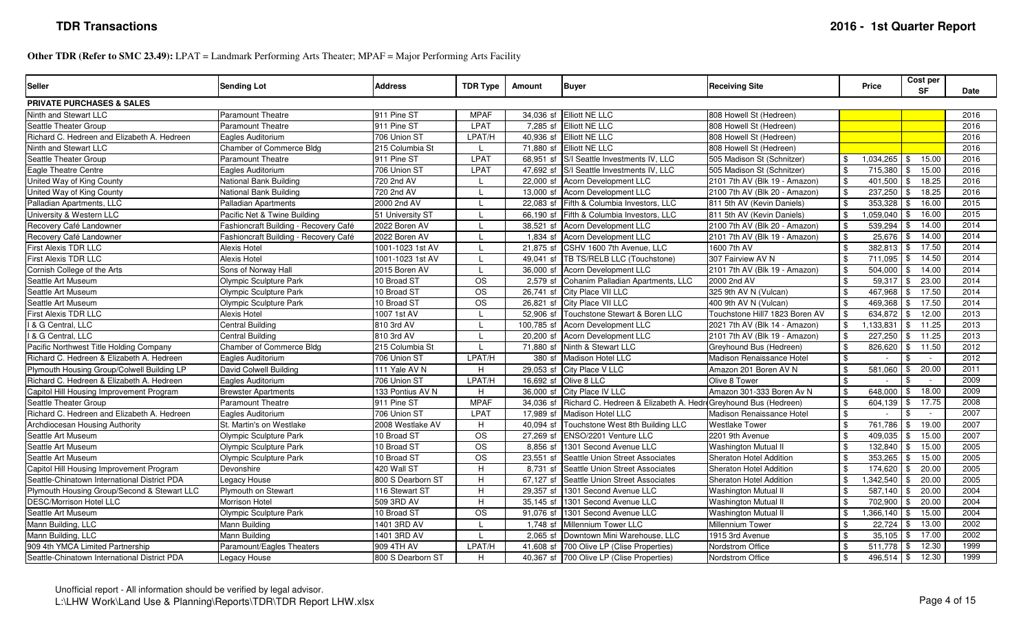# TDR Transactions

## 2016 - 1st Quarter Report

**Other TDR (Refer to SMC 23.49):** LPAT = Landmark Performing Arts Theater; MPAF = Major Performing Arts Facility

| Seller | Sending Lot | Address | TDR Type | Amount | Buyer | Receiving Site | Price | Cost per SF | Date |
|---|---|---|---|---|---|---|---|---|---|
| **PRIVATE PURCHASES & SALES** | | | | | | | | | |
| Ninth and Stewart LLC | Paramount Theatre | 911 Pine ST | MPAF | 34,036 sf | Elliott NE LLC | 808 Howell St (Hedreen) | | | 2016 |
| Seattle Theater Group | Paramount Theatre | 911 Pine ST | LPAT | 7,285 sf | Elliott NE LLC | 808 Howell St (Hedreen) | | | 2016 |
| Richard C. Hedreen and Elizabeth A. Hedreen | Eagles Auditorium | 706 Union ST | LPAT/H | 40,936 sf | Elliott NE LLC | 808 Howell St (Hedreen) | | | 2016 |
| Ninth and Stewart LLC | Chamber of Commerce Bldg | 215 Columbia St | L | 71,880 sf | Elliott NE LLC | 808 Howell St (Hedreen) | | | 2016 |
| Seattle Theater Group | Paramount Theatre | 911 Pine ST | LPAT | 68,951 sf | S/I Seattle Investments IV, LLC | 505 Madison St (Schnitzer) | $ 1,034,265 | $ 15.00 | 2016 |
| Eagle Theatre Centre | Eagles Auditorium | 706 Union ST | LPAT | 47,692 sf | S/I Seattle Investments IV, LLC | 505 Madison St (Schnitzer) | $ 715,380 | $ 15.00 | 2016 |
| United Way of King County | National Bank Building | 720 2nd AV | L | 22,000 sf | Acorn Development LLC | 2101 7th AV (Blk 19 - Amazon) | $ 401,500 | $ 18.25 | 2016 |
| United Way of King County | National Bank Building | 720 2nd AV | L | 13,000 sf | Acorn Development LLC | 2100 7th AV (Blk 20 - Amazon) | $ 237,250 | $ 18.25 | 2016 |
| Palladian Apartments, LLC | Palladian Apartments | 2000 2nd AV | L | 22,083 sf | Fifth & Columbia Investors, LLC | 811 5th AV (Kevin Daniels) | $ 353,328 | $ 16.00 | 2015 |
| University & Western LLC | Pacific Net & Twine Building | 51 University ST | L | 66,190 sf | Fifth & Columbia Investors, LLC | 811 5th AV (Kevin Daniels) | $ 1,059,040 | $ 16.00 | 2015 |
| Recovery Café Landowner | Fashioncraft Building - Recovery Café | 2022 Boren AV | L | 38,521 sf | Acorn Development LLC | 2100 7th AV (Blk 20 - Amazon) | $ 539,294 | $ 14.00 | 2014 |
| Recovery Café Landowner | Fashioncraft Building - Recovery Café | 2022 Boren AV | L | 1,834 sf | Acorn Development LLC | 2101 7th AV (Blk 19 - Amazon) | $ 25,676 | $ 14.00 | 2014 |
| First Alexis TDR LLC | Alexis Hotel | 1001-1023 1st AV | L | 21,875 sf | CSHV 1600 7th Avenue, LLC | 1600 7th AV | $ 382,813 | $ 17.50 | 2014 |
| First Alexis TDR LLC | Alexis Hotel | 1001-1023 1st AV | L | 49,041 sf | TB TS/RELB LLC (Touchstone) | 307 Fairview AV N | $ 711,095 | $ 14.50 | 2014 |
| Cornish College of the Arts | Sons of Norway Hall | 2015 Boren AV | L | 36,000 sf | Acorn Development LLC | 2101 7th AV (Blk 19 - Amazon) | $ 504,000 | $ 14.00 | 2014 |
| Seattle Art Museum | Olympic Sculpture Park | 10 Broad ST | OS | 2,579 sf | Cohanim Palladian Apartments, LLC | 2000 2nd AV | $ 59,317 | $ 23.00 | 2014 |
| Seattle Art Museum | Olympic Sculpture Park | 10 Broad ST | OS | 26,741 sf | City Place VII LLC | 325 9th AV N (Vulcan) | $ 467,968 | $ 17.50 | 2014 |
| Seattle Art Museum | Olympic Sculpture Park | 10 Broad ST | OS | 26,821 sf | City Place VII LLC | 400 9th AV N (Vulcan) | $ 469,368 | $ 17.50 | 2014 |
| First Alexis TDR LLC | Alexis Hotel | 1007 1st AV | L | 52,906 sf | Touchstone Stewart & Boren LLC | Touchstone Hill7 1823 Boren AV | $ 634,872 | $ 12.00 | 2013 |
| I & G Central, LLC | Central Building | 810 3rd AV | L | 100,785 sf | Acorn Development LLC | 2021 7th AV (Blk 14 - Amazon) | $ 1,133,831 | $ 11.25 | 2013 |
| I & G Central, LLC | Central Building | 810 3rd AV | L | 20,200 sf | Acorn Development LLC | 2101 7th AV (Blk 19 - Amazon) | $ 227,250 | $ 11.25 | 2013 |
| Pacific Northwest Title Holding Company | Chamber of Commerce Bldg | 215 Columbia St | L | 71,880 sf | Ninth & Stewart LLC | Greyhound Bus (Hedreen) | $ 826,620 | $ 11.50 | 2012 |
| Richard C. Hedreen & Elizabeth A. Hedreen | Eagles Auditorium | 706 Union ST | LPAT/H | 380 sf | Madison Hotel LLC | Madison Renaissance Hotel | $ - | $ - | 2012 |
| Plymouth Housing Group/Colwell Building LP | David Colwell Building | 111 Yale AV N | H | 29,053 sf | City Place V LLC | Amazon 201 Boren AV N | $ 581,060 | $ 20.00 | 2011 |
| Richard C. Hedreen & Elizabeth A. Hedreen | Eagles Auditorium | 706 Union ST | LPAT/H | 16,692 sf | Olive 8 LLC | Olive 8 Tower | $ - | $ - | 2009 |
| Capitol Hill Housing Improvement Program | Brewster Apartments | 133 Pontius AV N | H | 36,000 sf | City Place IV LLC | Amazon 301-333 Boren Av N | $ 648,000 | $ 18.00 | 2009 |
| Seattle Theater Group | Paramount Theatre | 911 Pine ST | MPAF | 34,036 sf | Richard C. Hedreen & Elizabeth A. Hedre | Greyhound Bus (Hedreen) | $ 604,139 | $ 17.75 | 2008 |
| Richard C. Hedreen and Elizabeth A. Hedreen | Eagles Auditorium | 706 Union ST | LPAT | 17,989 sf | Madison Hotel LLC | Madison Renaissance Hotel | $ - | $ - | 2007 |
| Archdiocesan Housing Authority | St. Martin's on Westlake | 2008 Westlake AV | H | 40,094 sf | Touchstone West 8th Building LLC | Westlake Tower | $ 761,786 | $ 19.00 | 2007 |
| Seattle Art Museum | Olympic Sculpture Park | 10 Broad ST | OS | 27,269 sf | ENSO/2201 Venture LLC | 2201 9th Avenue | $ 409,035 | $ 15.00 | 2007 |
| Seattle Art Museum | Olympic Sculpture Park | 10 Broad ST | OS | 8,856 sf | 1301 Second Avenue LLC | Washington Mutual II | $ 132,840 | $ 15.00 | 2005 |
| Seattle Art Museum | Olympic Sculpture Park | 10 Broad ST | OS | 23,551 sf | Seattle Union Street Associates | Sheraton Hotel Addition | $ 353,265 | $ 15.00 | 2005 |
| Capitol Hill Housing Improvement Program | Devonshire | 420 Wall ST | H | 8,731 sf | Seattle Union Street Associates | Sheraton Hotel Addition | $ 174,620 | $ 20.00 | 2005 |
| Seattle-Chinatown International District PDA | Legacy House | 800 S Dearborn ST | H | 67,127 sf | Seattle Union Street Associates | Sheraton Hotel Addition | $ 1,342,540 | $ 20.00 | 2005 |
| Plymouth Housing Group/Second & Stewart LLC | Plymouth on Stewart | 116 Stewart ST | H | 29,357 sf | 1301 Second Avenue LLC | Washington Mutual II | $ 587,140 | $ 20.00 | 2004 |
| DESC/Morrison Hotel LLC | Morrison Hotel | 509 3RD AV | H | 35,145 sf | 1301 Second Avenue LLC | Washington Mutual II | $ 702,900 | $ 20.00 | 2004 |
| Seattle Art Museum | Olympic Sculpture Park | 10 Broad ST | OS | 91,076 sf | 1301 Second Avenue LLC | Washington Mutual II | $ 1,366,140 | $ 15.00 | 2004 |
| Mann Building, LLC | Mann Building | 1401 3RD AV | L | 1,748 sf | Millennium Tower LLC | Millennium Tower | $ 22,724 | $ 13.00 | 2002 |
| Mann Building, LLC | Mann Building | 1401 3RD AV | L | 2,065 sf | Downtown Mini Warehouse, LLC | 1915 3rd Avenue | $ 35,105 | $ 17.00 | 2002 |
| 909 4th YMCA Limited Partnership | Paramount/Eagles Theaters | 909 4TH AV | LPAT/H | 41,608 sf | 700 Olive LP (Clise Properties) | Nordstrom Office | $ 511,778 | $ 12.30 | 1999 |
| Seattle-Chinatown International District PDA | Legacy House | 800 S Dearborn ST | H | 40,367 sf | 700 Olive LP (Clise Properties) | Nordstrom Office | $ 496,514 | $ 12.30 | 1999 |

Unofficial report - All information should be verified by legal advisor.
L:\LHW Work\Land Use & Planning\Reports\TDR\TDR Report LHW.xlsx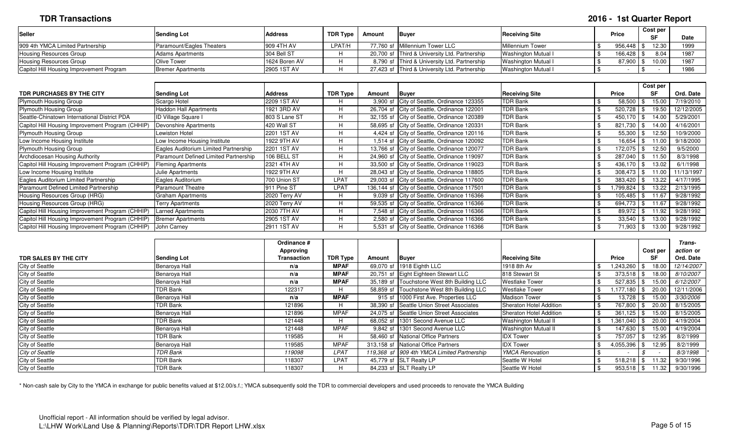# TDR Transactions

## 2016 - 1st Quarter Report

| Seller | Sending Lot | Address | TDR Type | Amount | Buyer | Receiving Site | Price | Cost per SF | Date |
|---|---|---|---|---|---|---|---|---|---|
| 909 4th YMCA Limited Partnership | Paramount/Eagles Theaters | 909 4TH AV | LPAT/H | 77,760 sf | Millennium Tower LLC | Millennium Tower | $ 956,448 | $ 12.30 | 1999 |
| Housing Resources Group | Adams Apartments | 304 Bell ST | H | 20,700 sf | Third & University Ltd. Partnership | Washington Mutual I | $ 166,428 | $ 8.04 | 1987 |
| Housing Resources Group | Olive Tower | 1624 Boren AV | H | 8,790 sf | Third & University Ltd. Partnership | Washington Mutual I | $ 87,900 | $ 10.00 | 1987 |
| Capitol Hill Housing Improvement Program | Bremer Apartments | 2905 1ST AV | H | 27,423 sf | Third & University Ltd. Partnership | Washington Mutual I | $ - | $ - | 1986 |

| TDR PURCHASES BY THE CITY | Sending Lot | Address | TDR Type | Amount | Buyer | Receiving Site | Price | Cost per SF | Ord. Date |
|---|---|---|---|---|---|---|---|---|---|
| Plymouth Housing Group | Scargo Hotel | 2209 1ST AV | H | 3,900 sf | City of Seattle, Ordinance 123355 | TDR Bank | $ 58,500 | $ 15.00 | 7/19/2010 |
| Plymouth Housing Group | Haddon Hall Apartments | 1921 3RD AV | H | 26,704 sf | City of Seattle, Ordinance 122001 | TDR Bank | $ 520,728 | $ 19.50 | 12/12/2005 |
| Seattle-Chinatown International District PDA | ID Village Square I | 803 S Lane ST | H | 32,155 sf | City of Seattle, Ordinance 120389 | TDR Bank | $ 450,170 | $ 14.00 | 5/29/2001 |
| Capitol Hill Housing Improvement Program (CHHIP) | Devonshire Apartments | 420 Wall ST | H | 58,695 sf | City of Seattle, Ordinance 120331 | TDR Bank | $ 821,730 | $ 14.00 | 4/16/2001 |
| Plymouth Housing Group | Lewiston Hotel | 2201 1ST AV | H | 4,424 sf | City of Seattle, Ordinance 120116 | TDR Bank | $ 55,300 | $ 12.50 | 10/9/2000 |
| Low Income Housing Institute | Low Income Housing Institute | 1922 9TH AV | H | 1,514 sf | City of Seattle, Ordinance 120092 | TDR Bank | $ 16,654 | $ 11.00 | 9/18/2000 |
| Plymouth Housing Group | Eagles Auditorium Limited Partnership | 2201 1ST AV | H | 13,766 sf | City of Seattle, Ordinance 120077 | TDR Bank | $ 172,075 | $ 12.50 | 9/5/2000 |
| Archdiocesan Housing Authority | Paramount Defined Limited Partnership | 106 BELL ST | H | 24,960 sf | City of Seattle, Ordinance 119097 | TDR Bank | $ 287,040 | $ 11.50 | 8/3/1998 |
| Capitol Hill Housing Improvement Program (CHHIP) | Fleming Apartments | 2321 4TH AV | H | 33,500 sf | City of Seattle, Ordinance 119023 | TDR Bank | $ 436,170 | $ 13.02 | 6/1/1998 |
| Low Income Housing Institute | Julie Apartments | 1922 9TH AV | H | 28,043 sf | City of Seattle, Ordinance 118805 | TDR Bank | $ 308,473 | $ 11.00 | 11/13/1997 |
| Eagles Auditorium Limited Partnership | Eagles Auditorium | 700 Union ST | LPAT | 29,003 sf | City of Seattle, Ordinance 117600 | TDR Bank | $ 383,420 | $ 13.22 | 4/17/1995 |
| Paramount Defined Limited Partnership | Paramount Theatre | 911 Pine ST | LPAT | 136,144 sf | City of Seattle, Ordinance 117501 | TDR Bank | $ 1,799,824 | $ 13.22 | 2/13/1995 |
| Housing Resources Group (HRG) | Graham Apartments | 2020 Terry AV | H | 9,039 sf | City of Seattle, Ordinance 116366 | TDR Bank | $ 105,485 | $ 11.67 | 9/28/1992 |
| Housing Resources Group (HRG) | Terry Apartments | 2020 Terry AV | H | 59,535 sf | City of Seattle, Ordinance 116366 | TDR Bank | $ 694,773 | $ 11.67 | 9/28/1992 |
| Capitol Hill Housing Improvement Program (CHHIP) | Larned Apartments | 2030 7TH AV | H | 7,548 sf | City of Seattle, Ordinance 116366 | TDR Bank | $ 89,972 | $ 11.92 | 9/28/1992 |
| Capitol Hill Housing Improvement Program (CHHIP) | Bremer Apartments | 2905 1ST AV | H | 2,580 sf | City of Seattle, Ordinance 116366 | TDR Bank | $ 33,540 | $ 13.00 | 9/28/1992 |
| Capitol Hill Housing Improvement Program (CHHIP) | John Carney | 2911 1ST AV | H | 5,531 sf | City of Seattle, Ordinance 116366 | TDR Bank | $ 71,903 | $ 13.00 | 9/28/1992 |

| TDR SALES BY THE CITY | Sending Lot | Ordinance # Approving Transaction | TDR Type | Amount | Buyer | Receiving Site | Price | Cost per SF | *Trans-action* or Ord. Date |
|---|---|---|---|---|---|---|---|---|---|
| City of Seattle | Benaroya Hall | n/a | **MPAF** | 69,070 sf | 1918 Eighth LLC | 1918 8th Av | $ 1,243,260 | $ 18.00 | *12/14/2007* |
| City of Seattle | Benaroya Hall | n/a | **MPAF** | 20,751 sf | Eight Eighteen Stewart LLC | 818 Stewart St | $ 373,518 | $ 18.00 | *8/10/2007* |
| City of Seattle | Benaroya Hall | n/a | **MPAF** | 35,189 sf | Touchstone West 8th Building LLC | Westlake Tower | $ 527,835 | $ 15.00 | *6/12/2007* |
| City of Seattle | TDR Bank | 122317 | H | 58,859 sf | Touchstone West 8th Building LLC | Westlake Tower | $ 1,177,180 | $ 20.00 | 12/11/2006 |
| City of Seattle | Benaroya Hall | n/a | **MPAF** | 915 sf | 1000 First Ave. Properties LLC | Madison Tower | $ 13,728 | $ 15.00 | *3/30/2006* |
| City of Seattle | TDR Bank | 121896 | H | 38,390 sf | Seattle Union Street Associates | Sheraton Hotel Addition | $ 767,800 | $ 20.00 | 8/15/2005 |
| City of Seattle | Benaroya Hall | 121896 | MPAF | 24,075 sf | Seattle Union Street Associates | Sheraton Hotel Addition | $ 361,125 | $ 15.00 | 8/15/2005 |
| City of Seattle | TDR Bank | 121448 | H | 68,052 sf | 1301 Second Avenue LLC | Washington Mutual II | $ 1,361,040 | $ 20.00 | 4/19/2004 |
| City of Seattle | Benaroya Hall | 121448 | MPAF | 9,842 sf | 1301 Second Avenue LLC | Washington Mutual II | $ 147,630 | $ 15.00 | 4/19/2004 |
| City of Seattle | TDR Bank | 119585 | H | 58,460 sf | National Office Partners | IDX Tower | $ 757,057 | $ 12.95 | 8/2/1999 |
| City of Seattle | Benaroya Hall | 119585 | MPAF | 313,158 sf | National Office Partners | IDX Tower | $ 4,055,396 | $ 12.95 | 8/2/1999 |
| *City of Seattle* | *TDR Bank* | *119098* | *LPAT* | *119,368 sf* | *909 4th YMCA Limited Partnership* | *YMCA Renovation* | $ - | *$ -* | *8/3/1998* * |
| City of Seattle | TDR Bank | 118307 | LPAT | 45,779 sf | SLT Realty LP | Seattle W Hotel | $ 518,218 | $ 11.32 | 9/30/1996 |
| City of Seattle | TDR Bank | 118307 | H | 84,233 sf | SLT Realty LP | Seattle W Hotel | $ 953,518 | $ 11.32 | 9/30/1996 |

\* Non-cash sale by City to the YMCA in exchange for public benefits valued at $12.00/s.f.; YMCA subsequently sold the TDR to commercial developers and used proceeds to renovate the YMCA Building

Unofficial report - All information should be verified by legal advisor.
L:\LHW Work\Land Use & Planning\Reports\TDR\TDR Report LHW.xlsx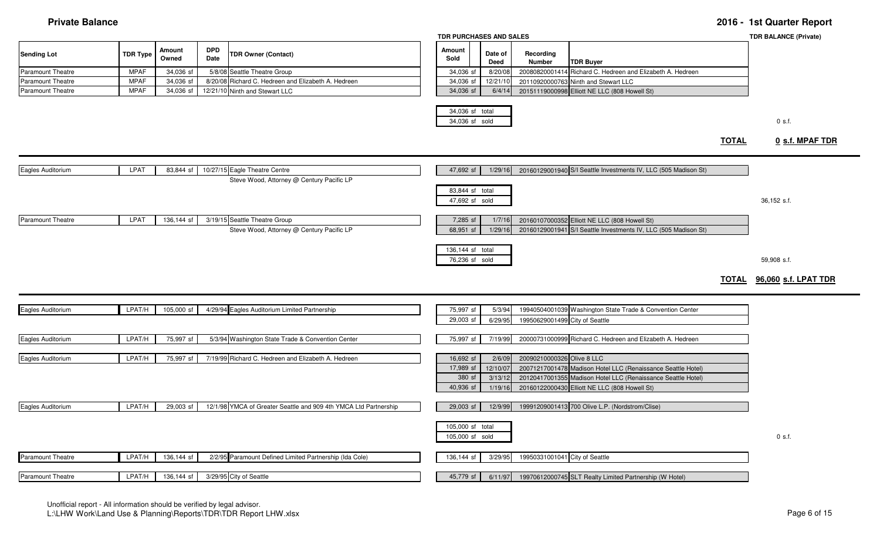# Private Balance

## 2016 - 1st Quarter Report

| Sending Lot | TDR Type | Amount Owned | DPD Date | TDR Owner (Contact) | Amount Sold | Date of Deed | Recording Number | TDR Buyer | TDR BALANCE (Private) |
|---|---|---|---|---|---|---|---|---|---|
| | | | | | **TDR PURCHASES AND SALES** | | | | |
| Paramount Theatre | MPAF | 34,036 sf | 5/8/08 | Seattle Theatre Group | 34,036 sf | 8/20/08 | 20080820001414 | Richard C. Hedreen and Elizabeth A. Hedreen | |
| Paramount Theatre | MPAF | 34,036 sf | 8/20/08 | Richard C. Hedreen and Elizabeth A. Hedreen | 34,036 sf | 12/21/10 | 20110920000763 | Ninth and Stewart LLC | |
| Paramount Theatre | MPAF | 34,036 sf | 12/21/10 | Ninth and Stewart LLC | 34,036 sf | 6/4/14 | 20151119000998 | Elliott NE LLC (808 Howell St) | |
| | | | | | 34,036 sf total | | | | |
| | | | | | 34,036 sf sold | | | | 0 s.f. |
| | | | | | | | | **TOTAL** | **0 s.f. MPAF TDR** |
| Eagles Auditorium | LPAT | 83,844 sf | 10/27/15 | Eagle Theatre Centre | 47,692 sf | 1/29/16 | 20160129001940 | S/I Seattle Investments IV, LLC (505 Madison St) | |
| | | | | Steve Wood, Attorney @ Century Pacific LP | | | | | |
| | | | | | 83,844 sf total | | | | |
| | | | | | 47,692 sf sold | | | | 36,152 s.f. |
| Paramount Theatre | LPAT | 136,144 sf | 3/19/15 | Seattle Theatre Group | 7,285 sf | 1/7/16 | 20160107000352 | Elliott NE LLC (808 Howell St) | |
| | | | | Steve Wood, Attorney @ Century Pacific LP | 68,951 sf | 1/29/16 | 20160129001941 | S/I Seattle Investments IV, LLC (505 Madison St) | |
| | | | | | 136,144 sf total | | | | |
| | | | | | 76,236 sf sold | | | | 59,908 s.f. |
| | | | | | | | | **TOTAL** | **96,060 s.f. LPAT TDR** |
| Eagles Auditorium | LPAT/H | 105,000 sf | 4/29/94 | Eagles Auditorium Limited Partnership | 75,997 sf | 5/3/94 | 19940504001039 | Washington State Trade & Convention Center | |
| | | | | | 29,003 sf | 6/29/95 | 19950629001499 | City of Seattle | |
| Eagles Auditorium | LPAT/H | 75,997 sf | 5/3/94 | Washington State Trade & Convention Center | 75,997 sf | 7/19/99 | 20000731000999 | Richard C. Hedreen and Elizabeth A. Hedreen | |
| Eagles Auditorium | LPAT/H | 75,997 sf | 7/19/99 | Richard C. Hedreen and Elizabeth A. Hedreen | 16,692 sf | 2/6/09 | 20090210000326 | Olive 8 LLC | |
| | | | | | 17,989 sf | 12/10/07 | 20071217001478 | Madison Hotel LLC (Renaissance Seattle Hotel) | |
| | | | | | 380 sf | 3/13/12 | 20120417001355 | Madison Hotel LLC (Renaissance Seattle Hotel) | |
| | | | | | 40,936 sf | 1/19/16 | 20160122000430 | Elliott NE LLC (808 Howell St) | |
| Eagles Auditorium | LPAT/H | 29,003 sf | 12/1/98 | YMCA of Greater Seattle and 909 4th YMCA Ltd Partnership | 29,003 sf | 12/9/99 | 19991209001413 | 700 Olive L.P. (Nordstrom/Clise) | |
| | | | | | 105,000 sf total | | | | |
| | | | | | 105,000 sf sold | | | | 0 s.f. |
| Paramount Theatre | LPAT/H | 136,144 sf | 2/2/95 | Paramount Defined Limited Partnership (Ida Cole) | 136,144 sf | 3/29/95 | 19950331001041 | City of Seattle | |
| Paramount Theatre | LPAT/H | 136,144 sf | 3/29/95 | City of Seattle | 45,779 sf | 6/11/97 | 19970612000745 | SLT Realty Limited Partnership (W Hotel) | |

Unofficial report - All information should be verified by legal advisor.
L:\LHW Work\Land Use & Planning\Reports\TDR\TDR Report LHW.xlsx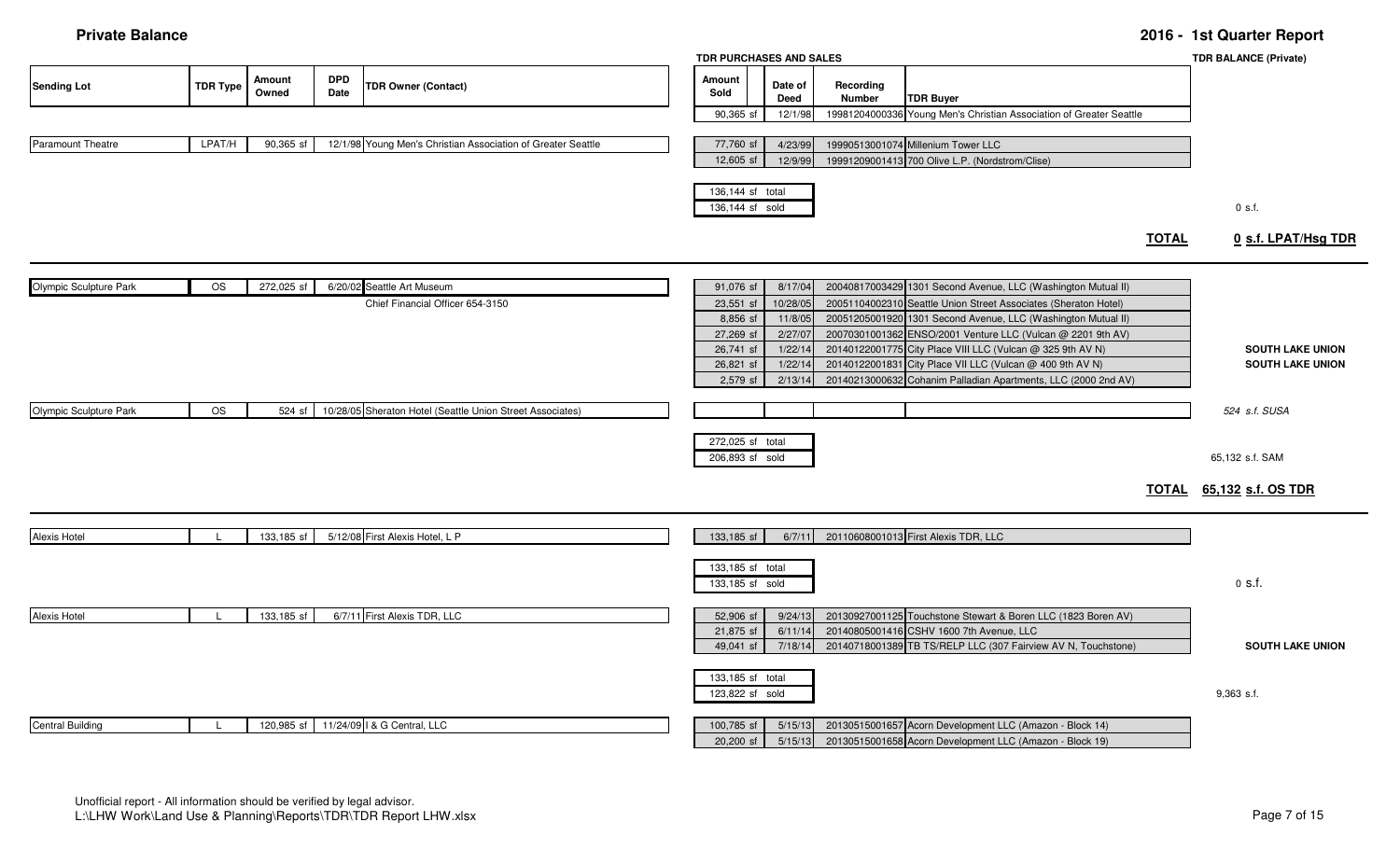# Private Balance

## 2016 - 1st Quarter Report

| Sending Lot | TDR Type | Amount Owned | DPD Date | TDR Owner (Contact) | TDR PURCHASES AND SALES | | | | TDR BALANCE (Private) |
|---|---|---|---|---|---|---|---|---|---|
| | | | | | Amount Sold | Date of Deed | Recording Number | TDR Buyer | |
| | | | | | 90,365 sf | 12/1/98 | 19981204000336 | Young Men's Christian Association of Greater Seattle | |
| Paramount Theatre | LPAT/H | 90,365 sf | 12/1/98 | Young Men's Christian Association of Greater Seattle | 77,760 sf | 4/23/99 | 19990513001074 | Millenium Tower LLC | |
| | | | | | 12,605 sf | 12/9/99 | 19991209001413 | 700 Olive L.P. (Nordstrom/Clise) | |
| | | | | | 136,144 sf total | | | | |
| | | | | | 136,144 sf sold | | | | 0 s.f. |
| | | | | | | | | **TOTAL** | **0 s.f. LPAT/Hsg TDR** |
| Olympic Sculpture Park | OS | 272,025 sf | 6/20/02 | Seattle Art Museum | 91,076 sf | 8/17/04 | 20040817003429 | 1301 Second Avenue, LLC (Washington Mutual II) | |
| | | | | Chief Financial Officer 654-3150 | 23,551 sf | 10/28/05 | 20051104002310 | Seattle Union Street Associates (Sheraton Hotel) | |
| | | | | | 8,856 sf | 11/8/05 | 20051205001920 | 1301 Second Avenue, LLC (Washington Mutual II) | |
| | | | | | 27,269 sf | 2/27/07 | 20070301001362 | ENSO/2001 Venture LLC (Vulcan @ 2201 9th AV) | |
| | | | | | 26,741 sf | 1/22/14 | 20140122001775 | City Place VIII LLC (Vulcan @ 325 9th AV N) | **SOUTH LAKE UNION** |
| | | | | | 26,821 sf | 1/22/14 | 20140122001831 | City Place VII LLC (Vulcan @ 400 9th AV N) | **SOUTH LAKE UNION** |
| | | | | | 2,579 sf | 2/13/14 | 20140213000632 | Cohanim Palladian Apartments, LLC (2000 2nd AV) | |
| Olympic Sculpture Park | OS | 524 sf | 10/28/05 | Sheraton Hotel (Seattle Union Street Associates) | | | | | *524 s.f. SUSA* |
| | | | | | 272,025 sf total | | | | |
| | | | | | 206,893 sf sold | | | | 65,132 s.f. SAM |
| | | | | | | | | **TOTAL** | **65,132 s.f. OS TDR** |
| Alexis Hotel | L | 133,185 sf | 5/12/08 | First Alexis Hotel, L P | 133,185 sf | 6/7/11 | 20110608001013 | First Alexis TDR, LLC | |
| | | | | | 133,185 sf total | | | | |
| | | | | | 133,185 sf sold | | | | 0 s.f. |
| Alexis Hotel | L | 133,185 sf | 6/7/11 | First Alexis TDR, LLC | 52,906 sf | 9/24/13 | 20130927001125 | Touchstone Stewart & Boren LLC (1823 Boren AV) | |
| | | | | | 21,875 sf | 6/11/14 | 20140805001416 | CSHV 1600 7th Avenue, LLC | |
| | | | | | 49,041 sf | 7/18/14 | 20140718001389 | TB TS/RELP LLC (307 Fairview AV N, Touchstone) | **SOUTH LAKE UNION** |
| | | | | | 133,185 sf total | | | | |
| | | | | | 123,822 sf sold | | | | 9,363 s.f. |
| Central Building | L | 120,985 sf | 11/24/09 | I & G Central, LLC | 100,785 sf | 5/15/13 | 20130515001657 | Acorn Development LLC (Amazon - Block 14) | |
| | | | | | 20,200 sf | 5/15/13 | 20130515001658 | Acorn Development LLC (Amazon - Block 19) | |

Unofficial report - All information should be verified by legal advisor.
L:\LHW Work\Land Use & Planning\Reports\TDR\TDR Report LHW.xlsx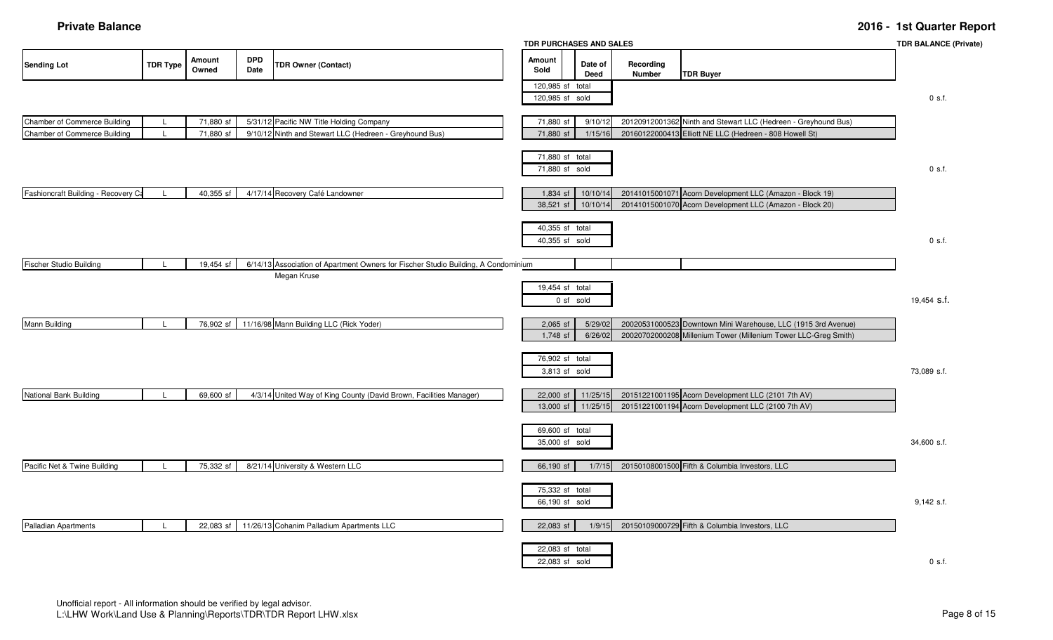# Private Balance

## 2016 - 1st Quarter Report

| Sending Lot | TDR Type | Amount Owned | DPD Date | TDR Owner (Contact) | Amount Sold | Date of Deed | Recording Number | TDR Buyer | TDR BALANCE (Private) |
|---|---|---|---|---|---|---|---|---|---|
| | | | | | 120,985 sf total | | | | |
| | | | | | 120,985 sf sold | | | | 0 s.f. |
| Chamber of Commerce Building | L | 71,880 sf | 5/31/12 | Pacific NW Title Holding Company | 71,880 sf | 9/10/12 | 20120912001362 | Ninth and Stewart LLC (Hedreen - Greyhound Bus) | |
| Chamber of Commerce Building | L | 71,880 sf | 9/10/12 | Ninth and Stewart LLC (Hedreen - Greyhound Bus) | 71,880 sf | 1/15/16 | 20160122000413 | Elliott NE LLC (Hedreen - 808 Howell St) | |
| | | | | | 71,880 sf total | | | | |
| | | | | | 71,880 sf sold | | | | 0 s.f. |
| Fashioncraft Building - Recovery Ca | L | 40,355 sf | 4/17/14 | Recovery Café Landowner | 1,834 sf | 10/10/14 | 20141015001071 | Acorn Development LLC (Amazon - Block 19) | |
| | | | | | 38,521 sf | 10/10/14 | 20141015001070 | Acorn Development LLC (Amazon - Block 20) | |
| | | | | | 40,355 sf total | | | | |
| | | | | | 40,355 sf sold | | | | 0 s.f. |
| Fischer Studio Building | L | 19,454 sf | 6/14/13 | Association of Apartment Owners for Fischer Studio Building, A Condominium<br>Megan Kruse | | | | | |
| | | | | | 19,454 sf total | | | | |
| | | | | | 0 sf sold | | | | 19,454 s.f. |
| Mann Building | L | 76,902 sf | 11/16/98 | Mann Building LLC (Rick Yoder) | 2,065 sf | 5/29/02 | 20020531000523 | Downtown Mini Warehouse, LLC (1915 3rd Avenue) | |
| | | | | | 1,748 sf | 6/26/02 | 20020702000208 | Millenium Tower (Millenium Tower LLC-Greg Smith) | |
| | | | | | 76,902 sf total | | | | |
| | | | | | 3,813 sf sold | | | | 73,089 s.f. |
| National Bank Building | L | 69,600 sf | 4/3/14 | United Way of King County (David Brown, Facilities Manager) | 22,000 sf | 11/25/15 | 20151221001195 | Acorn Development LLC (2101 7th AV) | |
| | | | | | 13,000 sf | 11/25/15 | 20151221001194 | Acorn Development LLC (2100 7th AV) | |
| | | | | | 69,600 sf total | | | | |
| | | | | | 35,000 sf sold | | | | 34,600 s.f. |
| Pacific Net & Twine Building | L | 75,332 sf | 8/21/14 | University & Western LLC | 66,190 sf | 1/7/15 | 20150108001500 | Fifth & Columbia Investors, LLC | |
| | | | | | 75,332 sf total | | | | |
| | | | | | 66,190 sf sold | | | | 9,142 s.f. |
| Palladian Apartments | L | 22,083 sf | 11/26/13 | Cohanim Palladium Apartments LLC | 22,083 sf | 1/9/15 | 20150109000729 | Fifth & Columbia Investors, LLC | |
| | | | | | 22,083 sf total | | | | |
| | | | | | 22,083 sf sold | | | | 0 s.f. |

Unofficial report - All information should be verified by legal advisor.
L:\LHW Work\Land Use & Planning\Reports\TDR\TDR Report LHW.xlsx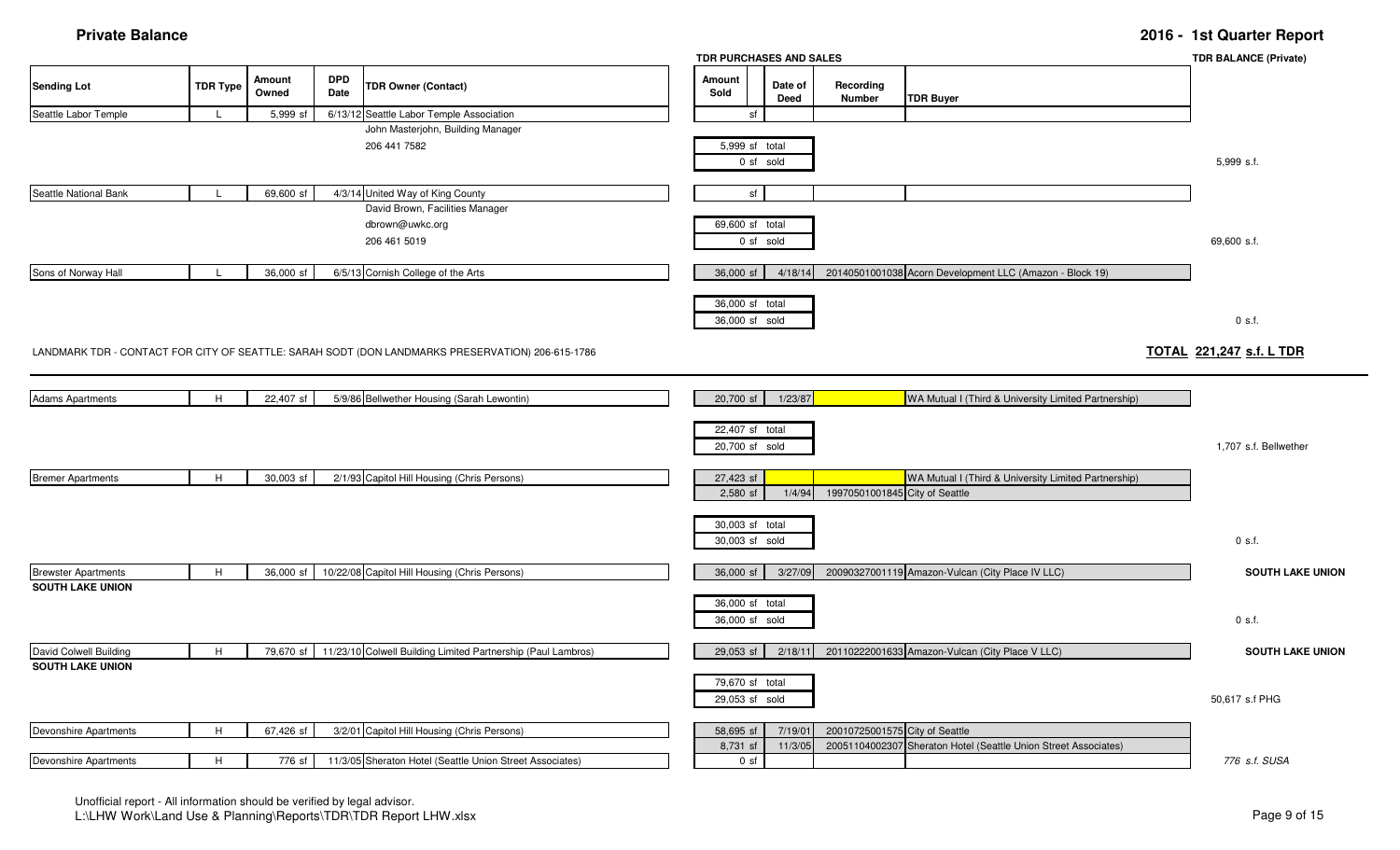# Private Balance

## 2016 - 1st Quarter Report

| Sending Lot | TDR Type | Amount Owned | DPD Date | TDR Owner (Contact) | Amount Sold | Date of Deed | Recording Number | TDR Buyer | TDR BALANCE (Private) |
|---|---|---|---|---|---|---|---|---|---|
| | | | | | TDR PURCHASES AND SALES | | | | |
| Seattle Labor Temple | L | 5,999 sf | 6/13/12 | Seattle Labor Temple Association | sf | | | | |
| | | | | John Masterjohn, Building Manager | | | | | |
| | | | | 206 441 7582 | 5,999 sf total | | | | |
| | | | | | 0 sf sold | | | | 5,999 s.f. |
| Seattle National Bank | L | 69,600 sf | 4/3/14 | United Way of King County | sf | | | | |
| | | | | David Brown, Facilities Manager | | | | | |
| | | | | dbrown@uwkc.org | 69,600 sf total | | | | |
| | | | | 206 461 5019 | 0 sf sold | | | | 69,600 s.f. |
| Sons of Norway Hall | L | 36,000 sf | 6/5/13 | Cornish College of the Arts | 36,000 sf | 4/18/14 | 20140501001038 | Acorn Development LLC (Amazon - Block 19) | |
| | | | | | 36,000 sf total | | | | |
| | | | | | 36,000 sf sold | | | | 0 s.f. |

LANDMARK TDR - CONTACT FOR CITY OF SEATTLE: SARAH SODT (DON LANDMARKS PRESERVATION) 206-615-1786

**TOTAL 221,247 s.f. L TDR**

| Sending Lot | TDR Type | Amount Owned | DPD Date | TDR Owner (Contact) | Amount Sold | Date of Deed | Recording Number | TDR Buyer | TDR BALANCE (Private) |
|---|---|---|---|---|---|---|---|---|---|
| Adams Apartments | H | 22,407 sf | 5/9/86 | Bellwether Housing (Sarah Lewontin) | 20,700 sf | 1/23/87 | | WA Mutual I (Third & University Limited Partnership) | |
| | | | | | 22,407 sf total | | | | |
| | | | | | 20,700 sf sold | | | | 1,707 s.f. Bellwether |
| Bremer Apartments | H | 30,003 sf | 2/1/93 | Capitol Hill Housing (Chris Persons) | 27,423 sf | | | WA Mutual I (Third & University Limited Partnership) | |
| | | | | | 2,580 sf | 1/4/94 | 19970501001845 | City of Seattle | |
| | | | | | 30,003 sf total | | | | |
| | | | | | 30,003 sf sold | | | | 0 s.f. |
| Brewster Apartments | H | 36,000 sf | 10/22/08 | Capitol Hill Housing (Chris Persons) | 36,000 sf | 3/27/09 | 20090327001119 | Amazon-Vulcan (City Place IV LLC) | **SOUTH LAKE UNION** |
| **SOUTH LAKE UNION** | | | | | 36,000 sf total | | | | |
| | | | | | 36,000 sf sold | | | | 0 s.f. |
| David Colwell Building | H | 79,670 sf | 11/23/10 | Colwell Building Limited Partnership (Paul Lambros) | 29,053 sf | 2/18/11 | 20110222001633 | Amazon-Vulcan (City Place V LLC) | **SOUTH LAKE UNION** |
| **SOUTH LAKE UNION** | | | | | 79,670 sf total | | | | |
| | | | | | 29,053 sf sold | | | | 50,617 s.f PHG |
| Devonshire Apartments | H | 67,426 sf | 3/2/01 | Capitol Hill Housing (Chris Persons) | 58,695 sf | 7/19/01 | 20010725001575 | City of Seattle | |
| | | | | | 8,731 sf | 11/3/05 | 20051104002307 | Sheraton Hotel (Seattle Union Street Associates) | |
| Devonshire Apartments | H | 776 sf | 11/3/05 | Sheraton Hotel (Seattle Union Street Associates) | 0 sf | | | | *776 s.f. SUSA* |

Unofficial report - All information should be verified by legal advisor.
L:\LHW Work\Land Use & Planning\Reports\TDR\TDR Report LHW.xlsx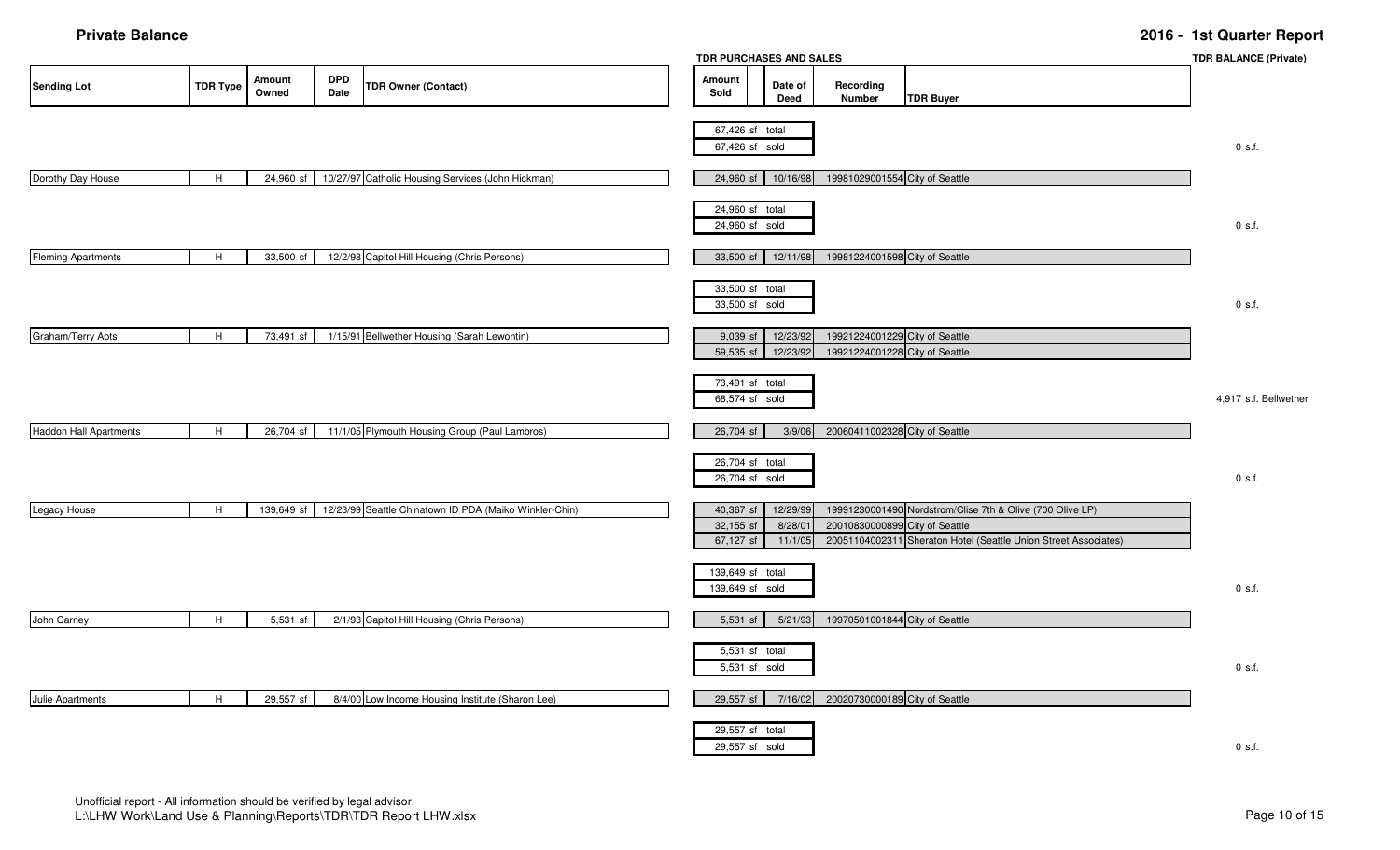# Private Balance

## 2016 - 1st Quarter Report

| Sending Lot | TDR Type | Amount Owned | DPD Date | TDR Owner (Contact) | Amount Sold | Date of Deed | Recording Number | TDR Buyer | TDR BALANCE (Private) |
|---|---|---|---|---|---|---|---|---|---|
| | | | | | 67,426 sf total | | | | |
| | | | | | 67,426 sf sold | | | | 0 s.f. |
| Dorothy Day House | H | 24,960 sf | 10/27/97 | Catholic Housing Services (John Hickman) | 24,960 sf | 10/16/98 | 19981029001554 | City of Seattle | |
| | | | | | 24,960 sf total | | | | |
| | | | | | 24,960 sf sold | | | | 0 s.f. |
| Fleming Apartments | H | 33,500 sf | 12/2/98 | Capitol Hill Housing (Chris Persons) | 33,500 sf | 12/11/98 | 19981224001598 | City of Seattle | |
| | | | | | 33,500 sf total | | | | |
| | | | | | 33,500 sf sold | | | | 0 s.f. |
| Graham/Terry Apts | H | 73,491 sf | 1/15/91 | Bellwether Housing (Sarah Lewontin) | 9,039 sf | 12/23/92 | 19921224001229 | City of Seattle | |
| | | | | | 59,535 sf | 12/23/92 | 19921224001228 | City of Seattle | |
| | | | | | 73,491 sf total | | | | |
| | | | | | 68,574 sf sold | | | | 4,917 s.f. Bellwether |
| Haddon Hall Apartments | H | 26,704 sf | 11/1/05 | Plymouth Housing Group (Paul Lambros) | 26,704 sf | 3/9/06 | 20060411002328 | City of Seattle | |
| | | | | | 26,704 sf total | | | | |
| | | | | | 26,704 sf sold | | | | 0 s.f. |
| Legacy House | H | 139,649 sf | 12/23/99 | Seattle Chinatown ID PDA (Maiko Winkler-Chin) | 40,367 sf | 12/29/99 | 19991230001490 | Nordstrom/Clise 7th & Olive (700 Olive LP) | |
| | | | | | 32,155 sf | 8/28/01 | 20010830000899 | City of Seattle | |
| | | | | | 67,127 sf | 11/1/05 | 20051104002311 | Sheraton Hotel (Seattle Union Street Associates) | |
| | | | | | 139,649 sf total | | | | |
| | | | | | 139,649 sf sold | | | | 0 s.f. |
| John Carney | H | 5,531 sf | 2/1/93 | Capitol Hill Housing (Chris Persons) | 5,531 sf | 5/21/93 | 19970501001844 | City of Seattle | |
| | | | | | 5,531 sf total | | | | |
| | | | | | 5,531 sf sold | | | | 0 s.f. |
| Julie Apartments | H | 29,557 sf | 8/4/00 | Low Income Housing Institute (Sharon Lee) | 29,557 sf | 7/16/02 | 20020730000189 | City of Seattle | |
| | | | | | 29,557 sf total | | | | |
| | | | | | 29,557 sf sold | | | | 0 s.f. |

Unofficial report - All information should be verified by legal advisor.
L:\LHW Work\Land Use & Planning\Reports\TDR\TDR Report LHW.xlsx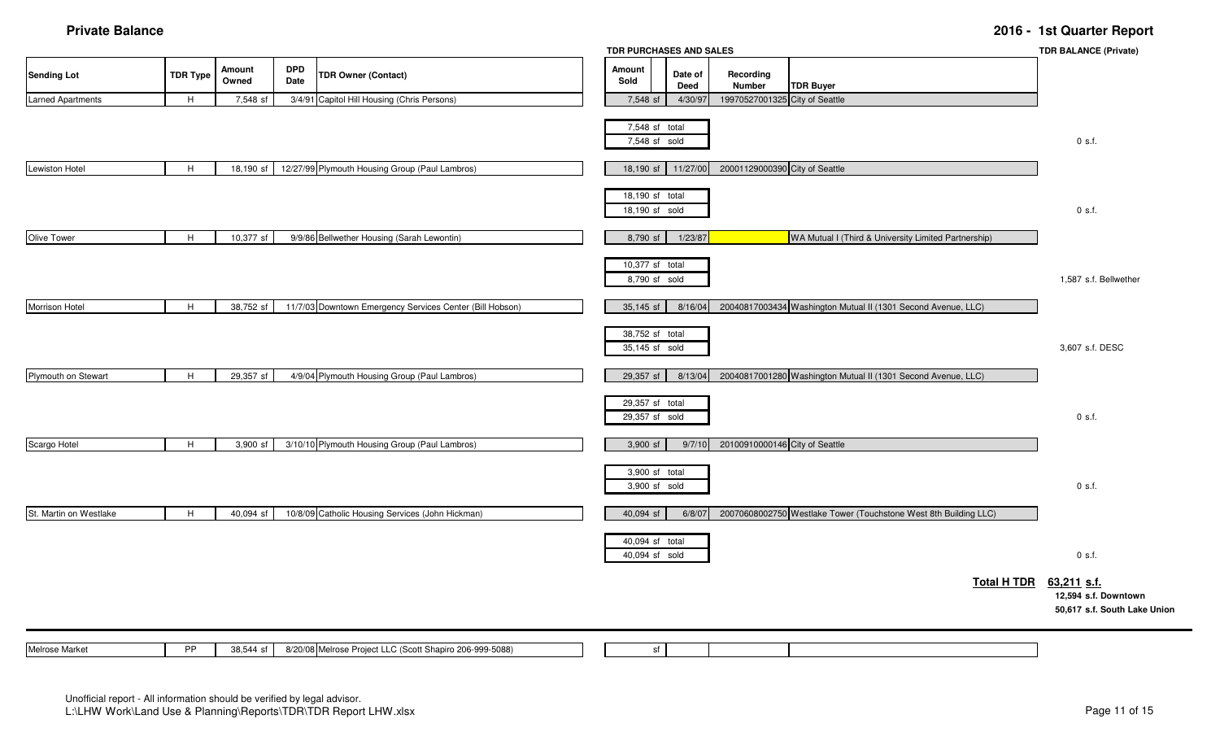# Private Balance

## 2016 - 1st Quarter Report

| Sending Lot | TDR Type | Amount Owned | DPD Date | TDR Owner (Contact) | Amount Sold | Date of Deed | Recording Number | TDR Buyer | TDR BALANCE (Private) |
|---|---|---|---|---|---|---|---|---|---|
| Larned Apartments | H | 7,548 sf | 3/4/91 | Capitol Hill Housing (Chris Persons) | 7,548 sf | 4/30/97 | 19970527001325 | City of Seattle | |
| | | | | | 7,548 sf total | | | | |
| | | | | | 7,548 sf sold | | | | 0 s.f. |
| Lewiston Hotel | H | 18,190 sf | 12/27/99 | Plymouth Housing Group (Paul Lambros) | 18,190 sf | 11/27/00 | 20001129000390 | City of Seattle | |
| | | | | | 18,190 sf total | | | | |
| | | | | | 18,190 sf sold | | | | 0 s.f. |
| Olive Tower | H | 10,377 sf | 9/9/86 | Bellwether Housing (Sarah Lewontin) | 8,790 sf | 1/23/87 | | WA Mutual I (Third & University Limited Partnership) | |
| | | | | | 10,377 sf total | | | | |
| | | | | | 8,790 sf sold | | | | 1,587 s.f. Bellwether |
| Morrison Hotel | H | 38,752 sf | 11/7/03 | Downtown Emergency Services Center (Bill Hobson) | 35,145 sf | 8/16/04 | 20040817003434 | Washington Mutual II (1301 Second Avenue, LLC) | |
| | | | | | 38,752 sf total | | | | |
| | | | | | 35,145 sf sold | | | | 3,607 s.f. DESC |
| Plymouth on Stewart | H | 29,357 sf | 4/9/04 | Plymouth Housing Group (Paul Lambros) | 29,357 sf | 8/13/04 | 20040817001280 | Washington Mutual II (1301 Second Avenue, LLC) | |
| | | | | | 29,357 sf total | | | | |
| | | | | | 29,357 sf sold | | | | 0 s.f. |
| Scargo Hotel | H | 3,900 sf | 3/10/10 | Plymouth Housing Group (Paul Lambros) | 3,900 sf | 9/7/10 | 20100910000146 | City of Seattle | |
| | | | | | 3,900 sf total | | | | |
| | | | | | 3,900 sf sold | | | | 0 s.f. |
| St. Martin on Westlake | H | 40,094 sf | 10/8/09 | Catholic Housing Services (John Hickman) | 40,094 sf | 6/8/07 | 20070608002750 | Westlake Tower (Touchstone West 8th Building LLC) | |
| | | | | | 40,094 sf total | | | | |
| | | | | | 40,094 sf sold | | | | 0 s.f. |

**Total H TDR** **63,211 s.f.**

**12,594 s.f. Downtown**

**50,617 s.f. South Lake Union**

| Sending Lot | TDR Type | Amount Owned | DPD Date | TDR Owner (Contact) | Amount Sold | Date of Deed | Recording Number | TDR Buyer | TDR BALANCE (Private) |
|---|---|---|---|---|---|---|---|---|---|
| Melrose Market | PP | 38,544 sf | 8/20/08 | Melrose Project LLC (Scott Shapiro 206-999-5088) | sf | | | | |

Unofficial report - All information should be verified by legal advisor.
L:\LHW Work\Land Use & Planning\Reports\TDR\TDR Report LHW.xlsx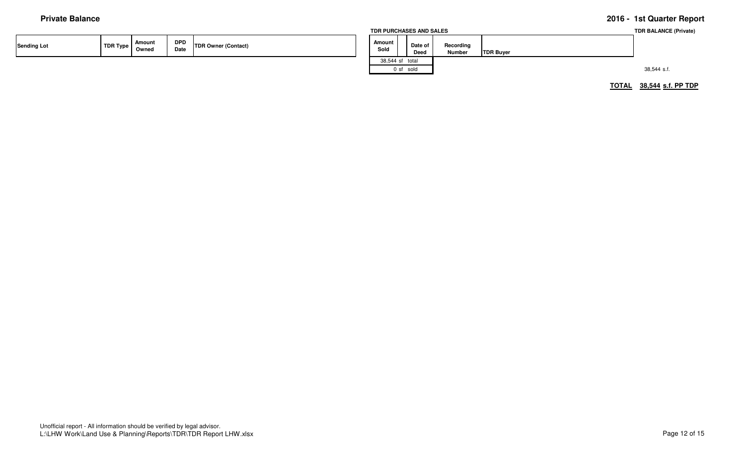**Private Balance**

**2016 - 1st Quarter Report**

| Sending Lot | TDR Type | Amount Owned | DPD Date | TDR Owner (Contact) | Amount Sold | | Date of Deed | Recording Number | TDR Buyer | TDR BALANCE (Private) |
|---|---|---|---|---|---|---|---|---|---|---|
| | | | | | 38,544 sf | | total | | | |
| | | | | | 0 sf | | sold | | | 38,544 s.f. |

TDR PURCHASES AND SALES

**TOTAL** **38,544 s.f. PP TDP**

Unofficial report - All information should be verified by legal advisor.
L:\LHW Work\Land Use & Planning\Reports\TDR\TDR Report LHW.xlsx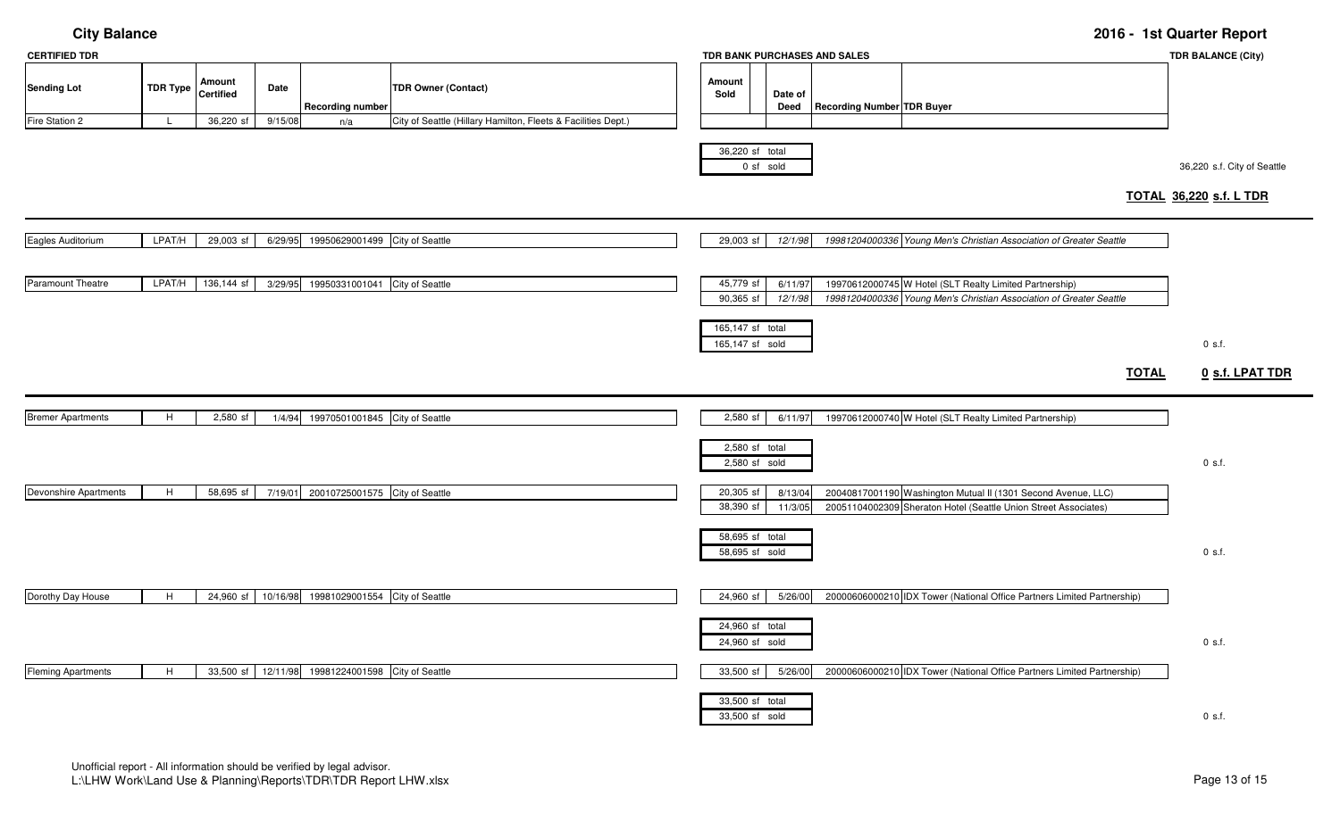# City Balance

## 2016 - 1st Quarter Report

**CERTIFIED TDR** | **TDR BANK PURCHASES AND SALES** | **TDR BALANCE (City)**

| Sending Lot | TDR Type | Amount Certified | Date | Recording number | TDR Owner (Contact) | Amount Sold | Date of Deed | Recording Number | TDR Buyer | TDR Balance (City) |
|---|---|---|---|---|---|---|---|---|---|---|
| Fire Station 2 | L | 36,220 sf | 9/15/08 | n/a | City of Seattle (Hillary Hamilton, Fleets & Facilities Dept.) | | | | | |
| | | | | | | 36,220 sf total | | | | |
| | | | | | | 0 sf sold | | | | 36,220 s.f. City of Seattle |

**TOTAL 36,220 s.f. L TDR**

| Sending Lot | TDR Type | Amount Certified | Date | Recording number | TDR Owner (Contact) | Amount Sold | Date of Deed | Recording Number | TDR Buyer | TDR Balance (City) |
|---|---|---|---|---|---|---|---|---|---|---|
| Eagles Auditorium | LPAT/H | 29,003 sf | 6/29/95 | 19950629001499 | City of Seattle | 29,003 sf | *12/1/98* | *19981204000336* | *Young Men's Christian Association of Greater Seattle* | |
| Paramount Theatre | LPAT/H | 136,144 sf | 3/29/95 | 19950331001041 | City of Seattle | 45,779 sf | 6/11/97 | 19970612000745 | W Hotel (SLT Realty Limited Partnership) | |
| | | | | | | 90,365 sf | *12/1/98* | *19981204000336* | *Young Men's Christian Association of Greater Seattle* | |
| | | | | | | 165,147 sf total | | | | |
| | | | | | | 165,147 sf sold | | | | 0 s.f. |

**TOTAL 0 s.f. LPAT TDR**

| Sending Lot | TDR Type | Amount Certified | Date | Recording number | TDR Owner (Contact) | Amount Sold | Date of Deed | Recording Number | TDR Buyer | TDR Balance (City) |
|---|---|---|---|---|---|---|---|---|---|---|
| Bremer Apartments | H | 2,580 sf | 1/4/94 | 19970501001845 | City of Seattle | 2,580 sf | 6/11/97 | 19970612000740 | W Hotel (SLT Realty Limited Partnership) | |
| | | | | | | 2,580 sf total | | | | |
| | | | | | | 2,580 sf sold | | | | 0 s.f. |
| Devonshire Apartments | H | 58,695 sf | 7/19/01 | 20010725001575 | City of Seattle | 20,305 sf | 8/13/04 | 20040817001190 | Washington Mutual II (1301 Second Avenue, LLC) | |
| | | | | | | 38,390 sf | 11/3/05 | 20051104002309 | Sheraton Hotel (Seattle Union Street Associates) | |
| | | | | | | 58,695 sf total | | | | |
| | | | | | | 58,695 sf sold | | | | 0 s.f. |
| Dorothy Day House | H | 24,960 sf | 10/16/98 | 19981029001554 | City of Seattle | 24,960 sf | 5/26/00 | 20000606000210 | IDX Tower (National Office Partners Limited Partnership) | |
| | | | | | | 24,960 sf total | | | | |
| | | | | | | 24,960 sf sold | | | | 0 s.f. |
| Fleming Apartments | H | 33,500 sf | 12/11/98 | 19981224001598 | City of Seattle | 33,500 sf | 5/26/00 | 20000606000210 | IDX Tower (National Office Partners Limited Partnership) | |
| | | | | | | 33,500 sf total | | | | |
| | | | | | | 33,500 sf sold | | | | 0 s.f. |

Unofficial report - All information should be verified by legal advisor.
L:\LHW Work\Land Use & Planning\Reports\TDR\TDR Report LHW.xlsx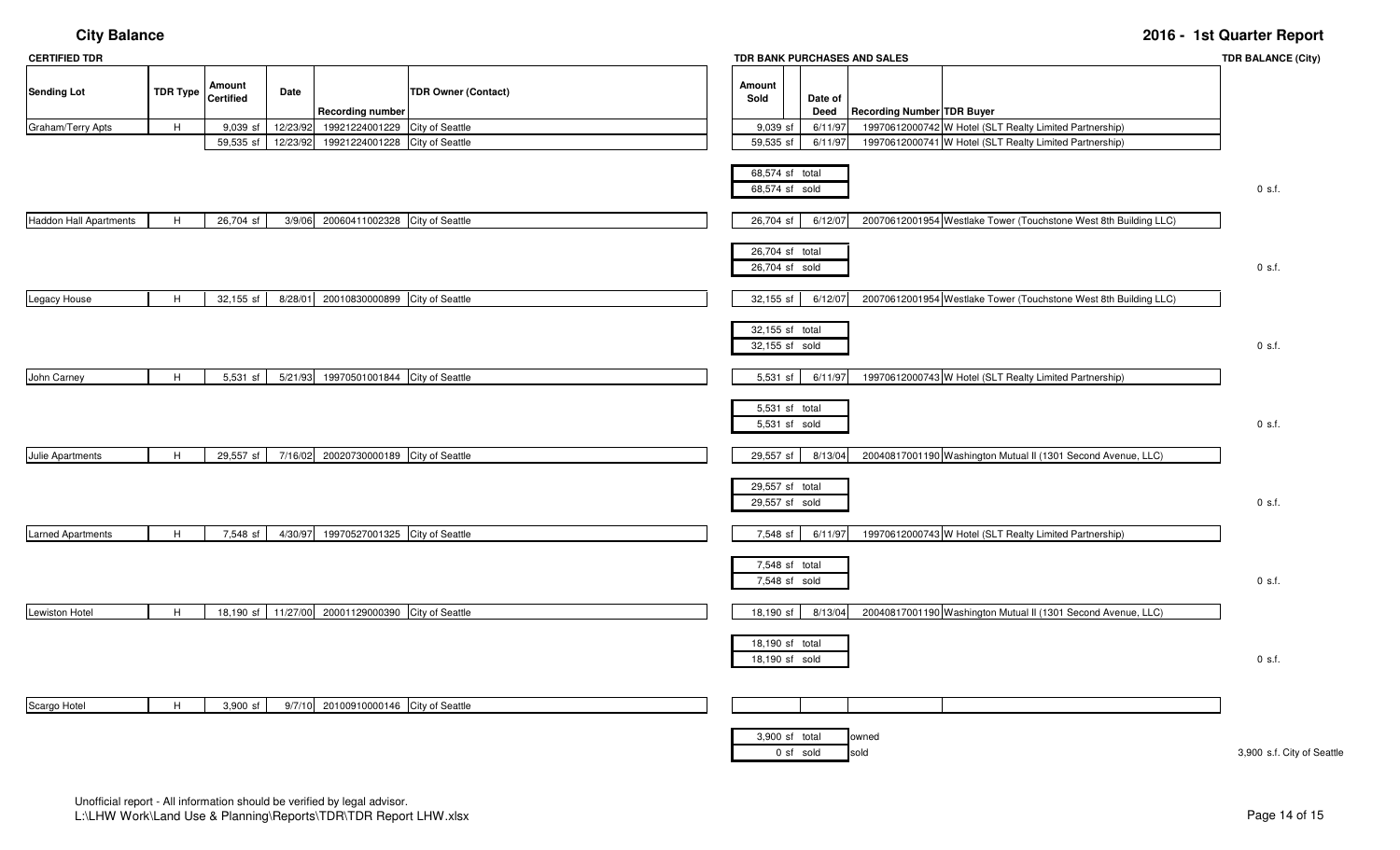# City Balance

## 2016 - 1st Quarter Report

**CERTIFIED TDR** | **TDR BANK PURCHASES AND SALES** | **TDR BALANCE (City)**

| Sending Lot | TDR Type | Amount Certified | Date | Recording number | TDR Owner (Contact) | Amount Sold | Date of Deed | Recording Number | TDR Buyer | TDR BALANCE (City) |
|---|---|---|---|---|---|---|---|---|---|---|
| Graham/Terry Apts | H | 9,039 sf | 12/23/92 | 19921224001229 | City of Seattle | 9,039 sf | 6/11/97 | 19970612000742 | W Hotel (SLT Realty Limited Partnership) | |
| | | 59,535 sf | 12/23/92 | 19921224001228 | City of Seattle | 59,535 sf | 6/11/97 | 19970612000741 | W Hotel (SLT Realty Limited Partnership) | |
| | | | | | | 68,574 sf total | | | | |
| | | | | | | 68,574 sf sold | | | | 0 s.f. |
| Haddon Hall Apartments | H | 26,704 sf | 3/9/06 | 20060411002328 | City of Seattle | 26,704 sf | 6/12/07 | 20070612001954 | Westlake Tower (Touchstone West 8th Building LLC) | |
| | | | | | | 26,704 sf total | | | | |
| | | | | | | 26,704 sf sold | | | | 0 s.f. |
| Legacy House | H | 32,155 sf | 8/28/01 | 20010830000899 | City of Seattle | 32,155 sf | 6/12/07 | 20070612001954 | Westlake Tower (Touchstone West 8th Building LLC) | |
| | | | | | | 32,155 sf total | | | | |
| | | | | | | 32,155 sf sold | | | | 0 s.f. |
| John Carney | H | 5,531 sf | 5/21/93 | 19970501001844 | City of Seattle | 5,531 sf | 6/11/97 | 19970612000743 | W Hotel (SLT Realty Limited Partnership) | |
| | | | | | | 5,531 sf total | | | | |
| | | | | | | 5,531 sf sold | | | | 0 s.f. |
| Julie Apartments | H | 29,557 sf | 7/16/02 | 20020730000189 | City of Seattle | 29,557 sf | 8/13/04 | 20040817001190 | Washington Mutual II (1301 Second Avenue, LLC) | |
| | | | | | | 29,557 sf total | | | | |
| | | | | | | 29,557 sf sold | | | | 0 s.f. |
| Larned Apartments | H | 7,548 sf | 4/30/97 | 19970527001325 | City of Seattle | 7,548 sf | 6/11/97 | 19970612000743 | W Hotel (SLT Realty Limited Partnership) | |
| | | | | | | 7,548 sf total | | | | |
| | | | | | | 7,548 sf sold | | | | 0 s.f. |
| Lewiston Hotel | H | 18,190 sf | 11/27/00 | 20001129000390 | City of Seattle | 18,190 sf | 8/13/04 | 20040817001190 | Washington Mutual II (1301 Second Avenue, LLC) | |
| | | | | | | 18,190 sf total | | | | |
| | | | | | | 18,190 sf sold | | | | 0 s.f. |
| Scargo Hotel | H | 3,900 sf | 9/7/10 | 20100910000146 | City of Seattle | | | | | |
| | | | | | | 3,900 sf total | | owned | | |
| | | | | | | 0 sf sold | | sold | | 3,900 s.f. City of Seattle |

Unofficial report - All information should be verified by legal advisor.
L:\LHW Work\Land Use & Planning\Reports\TDR\TDR Report LHW.xlsx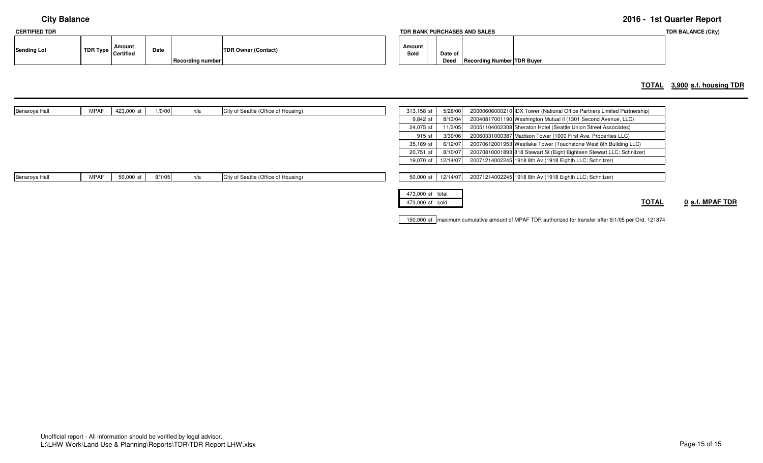# City Balance

## 2016 - 1st Quarter Report

**CERTIFIED TDR** | **TDR BANK PURCHASES AND SALES** | **TDR BALANCE (City)**

**TOTAL 3,900 s.f. housing TDR**

| Sending Lot | TDR Type | Amount Certified | Date | Recording number | TDR Owner (Contact) | Amount Sold | Date of Deed | Recording Number | TDR Buyer |
|---|---|---|---|---|---|---|---|---|---|
| Benaroya Hall | MPAF | 423,000 sf | 1/0/00 | n/a | City of Seattle (Office of Housing) | 313,158 sf | 5/26/00 | 20000606000210 | IDX Tower (National Office Partners Limited Partnership) |
| | | | | | | 9,842 sf | 8/13/04 | 20040817001190 | Washington Mutual II (1301 Second Avenue, LLC) |
| | | | | | | 24,075 sf | 11/3/05 | 20051104002308 | Sheraton Hotel (Seattle Union Street Associates) |
| | | | | | | 915 sf | 3/30/06 | 20060331000387 | Madison Tower (1000 First Ave. Properties LLC) |
| | | | | | | 35,189 sf | 6/12/07 | 20070612001953 | Westlake Tower (Touchstone West 8th Building LLC) |
| | | | | | | 20,751 sf | 8/10/07 | 20070810001893 | 818 Stewart St (Eight Eighteen Stewart LLC; Schnitzer) |
| | | | | | | 19,070 sf | 12/14/07 | 20071214002245 | 1918 8th Av (1918 Eighth LLC; Schnitzer) |
| Benaroya Hall | MPAF | 50,000 sf | 8/1/05 | n/a | City of Seattle (Office of Housing) | 50,000 sf | 12/14/07 | 20071214002245 | 1918 8th Av (1918 Eighth LLC; Schnitzer) |

473,000 sf total

473,000 sf sold

**TOTAL 0 s.f. MPAF TDR**

150,000 sf maximum cumulative amount of MPAF TDR authorized for transfer after 6/1/05 per Ord. 121874

Unofficial report - All information should be verified by legal advisor.
L:\LHW Work\Land Use & Planning\Reports\TDR\TDR Report LHW.xlsx